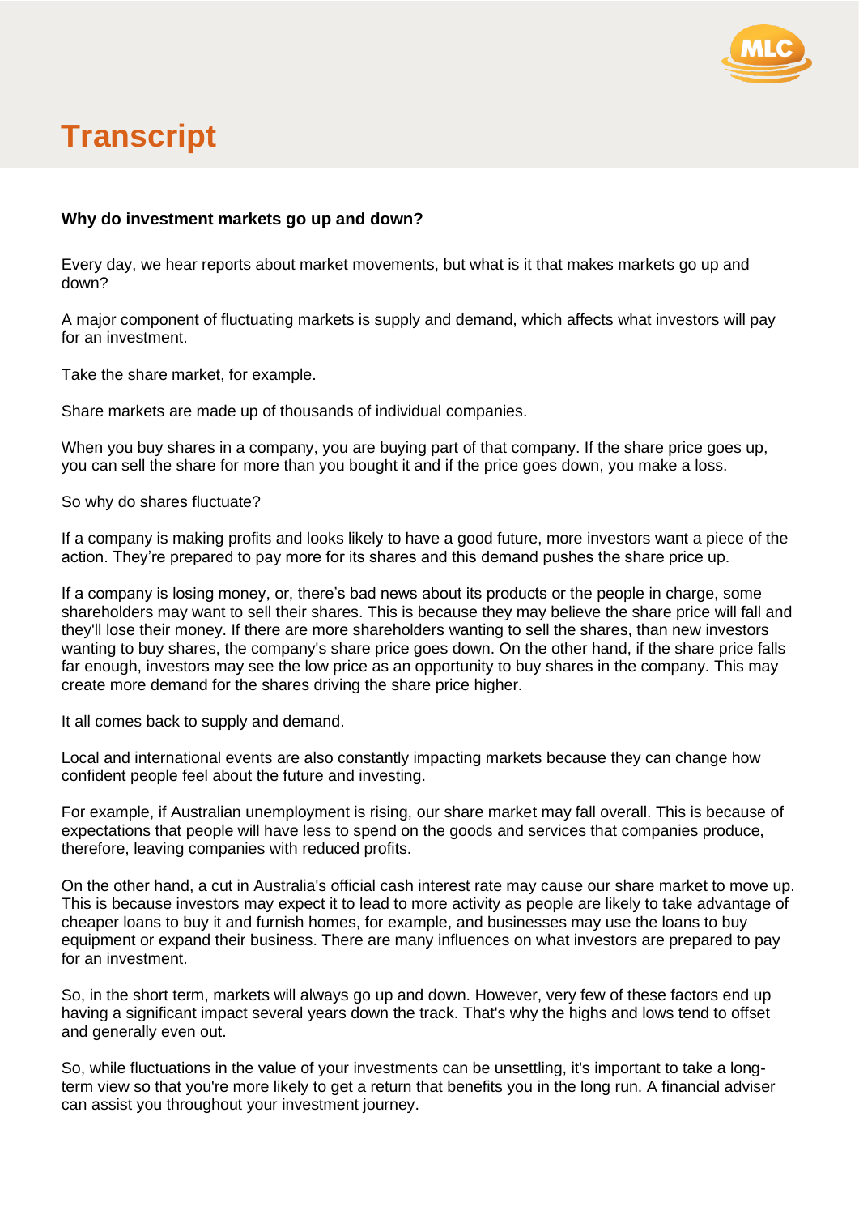# Transcript

**Why do investment markets go up and down?**

Every day, we hear reports about market movements, but what is it that makes markets go up and down?

A major component of fluctuating markets is supply and demand, which affects what investors will pay for an investment.

Take the share market, for example.

Share markets are made up of thousands of individual companies.

When you buy shares in a company, you are buying part of that company. If the share price goes up, you can sell the share for more than you bought it and if the price goes down, you make a loss.

So why do shares fluctuate?

If a company is making profits and looks likely to have a good future, more investors want a piece of the action. They're prepared to pay more for its shares and this demand pushes the share price up.

If a company is losing money, or, there's bad news about its products or the people in charge, some shareholders may want to sell their shares. This is because they may believe the share price will fall and they'll lose their money. If there are more shareholders wanting to sell the shares, than new investors wanting to buy shares, the company's share price goes down. On the other hand, if the share price falls far enough, investors may see the low price as an opportunity to buy shares in the company. This may create more demand for the shares driving the share price higher.

It all comes back to supply and demand.

Local and international events are also constantly impacting markets because they can change how confident people feel about the future and investing.

For example, if Australian unemployment is rising, our share market may fall overall. This is because of expectations that people will have less to spend on the goods and services that companies produce, therefore, leaving companies with reduced profits.

On the other hand, a cut in Australia's official cash interest rate may cause our share market to move up. This is because investors may expect it to lead to more activity as people are likely to take advantage of cheaper loans to buy it and furnish homes, for example, and businesses may use the loans to buy equipment or expand their business. There are many influences on what investors are prepared to pay for an investment.

So, in the short term, markets will always go up and down. However, very few of these factors end up having a significant impact several years down the track. That's why the highs and lows tend to offset and generally even out.

So, while fluctuations in the value of your investments can be unsettling, it's important to take a long-term view so that you're more likely to get a return that benefits you in the long run. A financial adviser can assist you throughout your investment journey.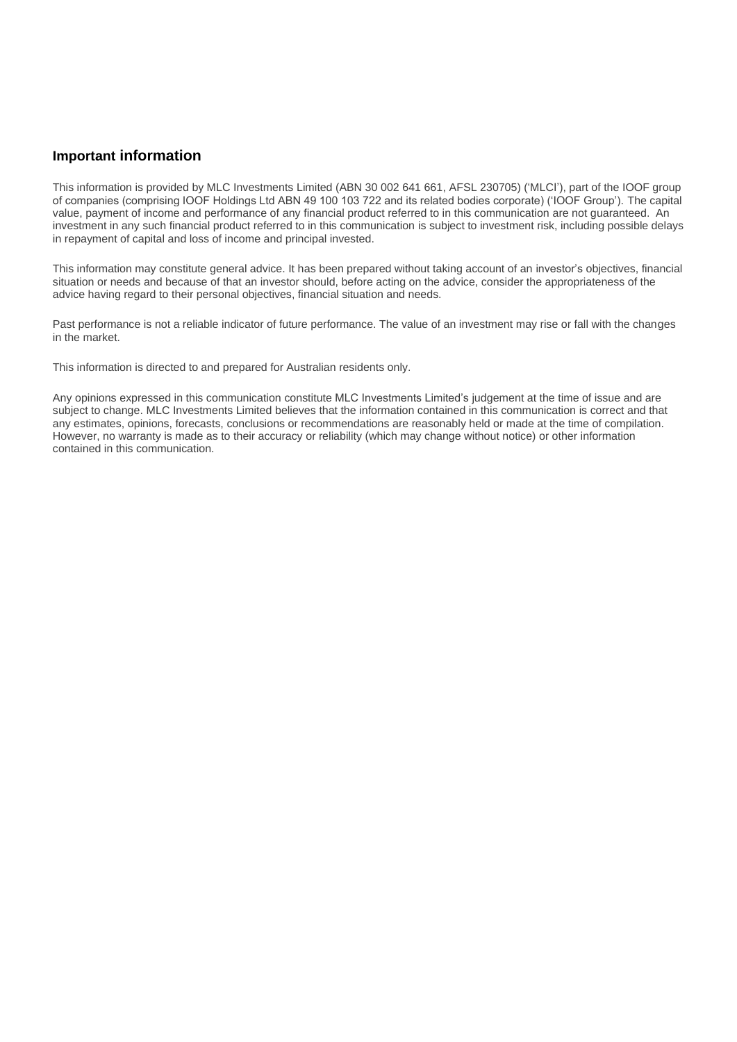## Important information

This information is provided by MLC Investments Limited (ABN 30 002 641 661, AFSL 230705) ('MLCI'), part of the IOOF group of companies (comprising IOOF Holdings Ltd ABN 49 100 103 722 and its related bodies corporate) ('IOOF Group'). The capital value, payment of income and performance of any financial product referred to in this communication are not guaranteed. An investment in any such financial product referred to in this communication is subject to investment risk, including possible delays in repayment of capital and loss of income and principal invested.

This information may constitute general advice. It has been prepared without taking account of an investor's objectives, financial situation or needs and because of that an investor should, before acting on the advice, consider the appropriateness of the advice having regard to their personal objectives, financial situation and needs.

Past performance is not a reliable indicator of future performance. The value of an investment may rise or fall with the changes in the market.

This information is directed to and prepared for Australian residents only.

Any opinions expressed in this communication constitute MLC Investments Limited's judgement at the time of issue and are subject to change. MLC Investments Limited believes that the information contained in this communication is correct and that any estimates, opinions, forecasts, conclusions or recommendations are reasonably held or made at the time of compilation. However, no warranty is made as to their accuracy or reliability (which may change without notice) or other information contained in this communication.